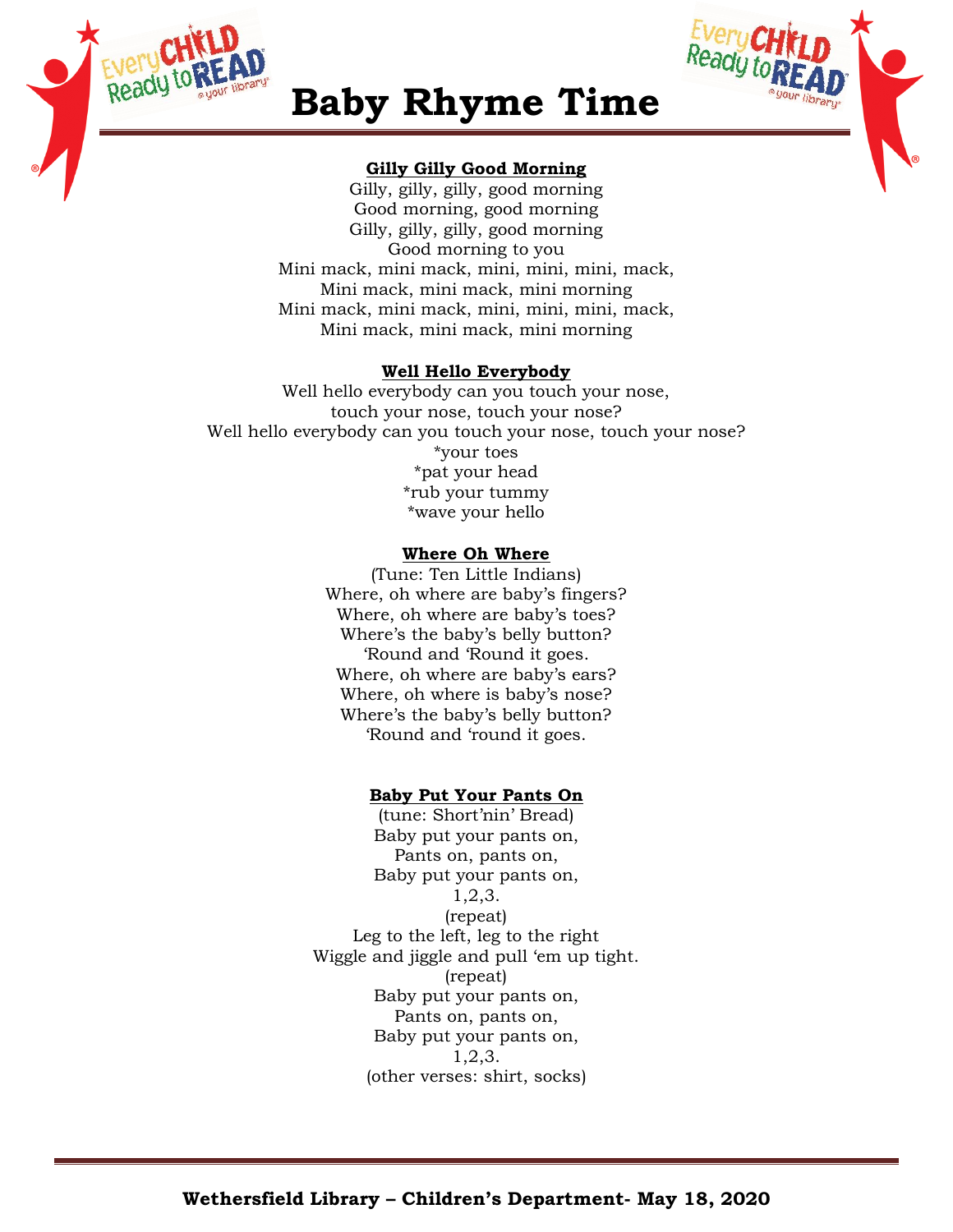# Baby Rhyme Time

**Gilly Gilly Good Morning**

Gilly, gilly, gilly, good morning
Good morning, good morning
Gilly, gilly, gilly, good morning
Good morning to you
Mini mack, mini mack, mini, mini, mini, mack,
Mini mack, mini mack, mini morning
Mini mack, mini mack, mini, mini, mini, mack,
Mini mack, mini mack, mini morning

**Well Hello Everybody**

Well hello everybody can you touch your nose,
touch your nose, touch your nose?
Well hello everybody can you touch your nose, touch your nose?
*your toes
*pat your head
*rub your tummy
*wave your hello

**Where Oh Where**

(Tune: Ten Little Indians)
Where, oh where are baby's fingers?
Where, oh where are baby's toes?
Where's the baby's belly button?
'Round and 'Round it goes.
Where, oh where are baby's ears?
Where, oh where is baby's nose?
Where's the baby's belly button?
'Round and 'round it goes.

**Baby Put Your Pants On**

(tune: Short'nin' Bread)
Baby put your pants on,
Pants on, pants on,
Baby put your pants on,
1,2,3.
(repeat)
Leg to the left, leg to the right
Wiggle and jiggle and pull 'em up tight.
(repeat)
Baby put your pants on,
Pants on, pants on,
Baby put your pants on,
1,2,3.
(other verses: shirt, socks)

**Wethersfield Library – Children's Department- May 18, 2020**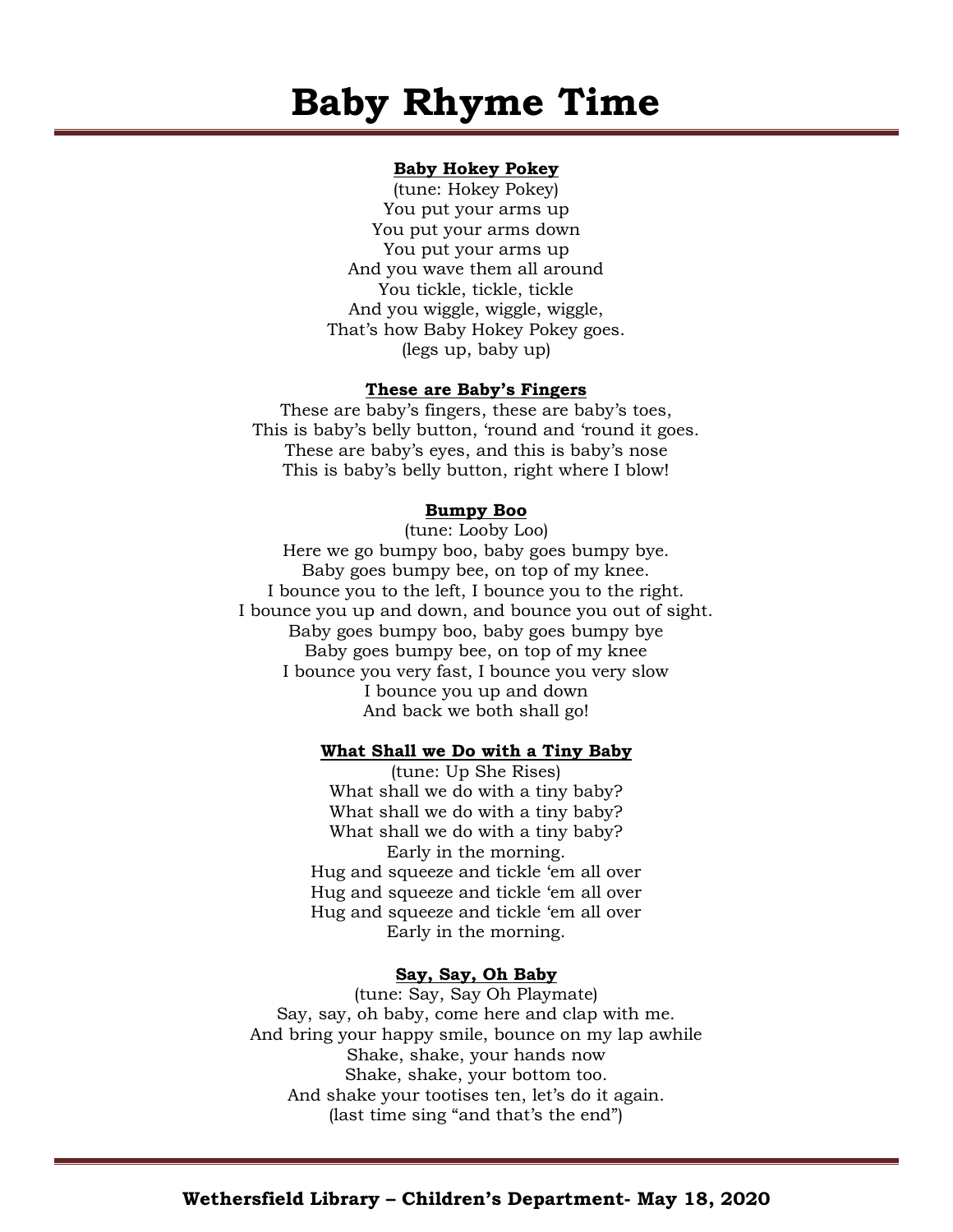# Baby Rhyme Time

**Baby Hokey Pokey**

(tune: Hokey Pokey)
You put your arms up
You put your arms down
You put your arms up
And you wave them all around
You tickle, tickle, tickle
And you wiggle, wiggle, wiggle,
That's how Baby Hokey Pokey goes.
(legs up, baby up)

**These are Baby's Fingers**

These are baby's fingers, these are baby's toes,
This is baby's belly button, 'round and 'round it goes.
These are baby's eyes, and this is baby's nose
This is baby's belly button, right where I blow!

**Bumpy Boo**

(tune: Looby Loo)
Here we go bumpy boo, baby goes bumpy bye.
Baby goes bumpy bee, on top of my knee.
I bounce you to the left, I bounce you to the right.
I bounce you up and down, and bounce you out of sight.
Baby goes bumpy boo, baby goes bumpy bye
Baby goes bumpy bee, on top of my knee
I bounce you very fast, I bounce you very slow
I bounce you up and down
And back we both shall go!

**What Shall we Do with a Tiny Baby**

(tune: Up She Rises)
What shall we do with a tiny baby?
What shall we do with a tiny baby?
What shall we do with a tiny baby?
Early in the morning.
Hug and squeeze and tickle 'em all over
Hug and squeeze and tickle 'em all over
Hug and squeeze and tickle 'em all over
Early in the morning.

**Say, Say, Oh Baby**

(tune: Say, Say Oh Playmate)
Say, say, oh baby, come here and clap with me.
And bring your happy smile, bounce on my lap awhile
Shake, shake, your hands now
Shake, shake, your bottom too.
And shake your tootises ten, let's do it again.
(last time sing "and that's the end")

**Wethersfield Library – Children's Department- May 18, 2020**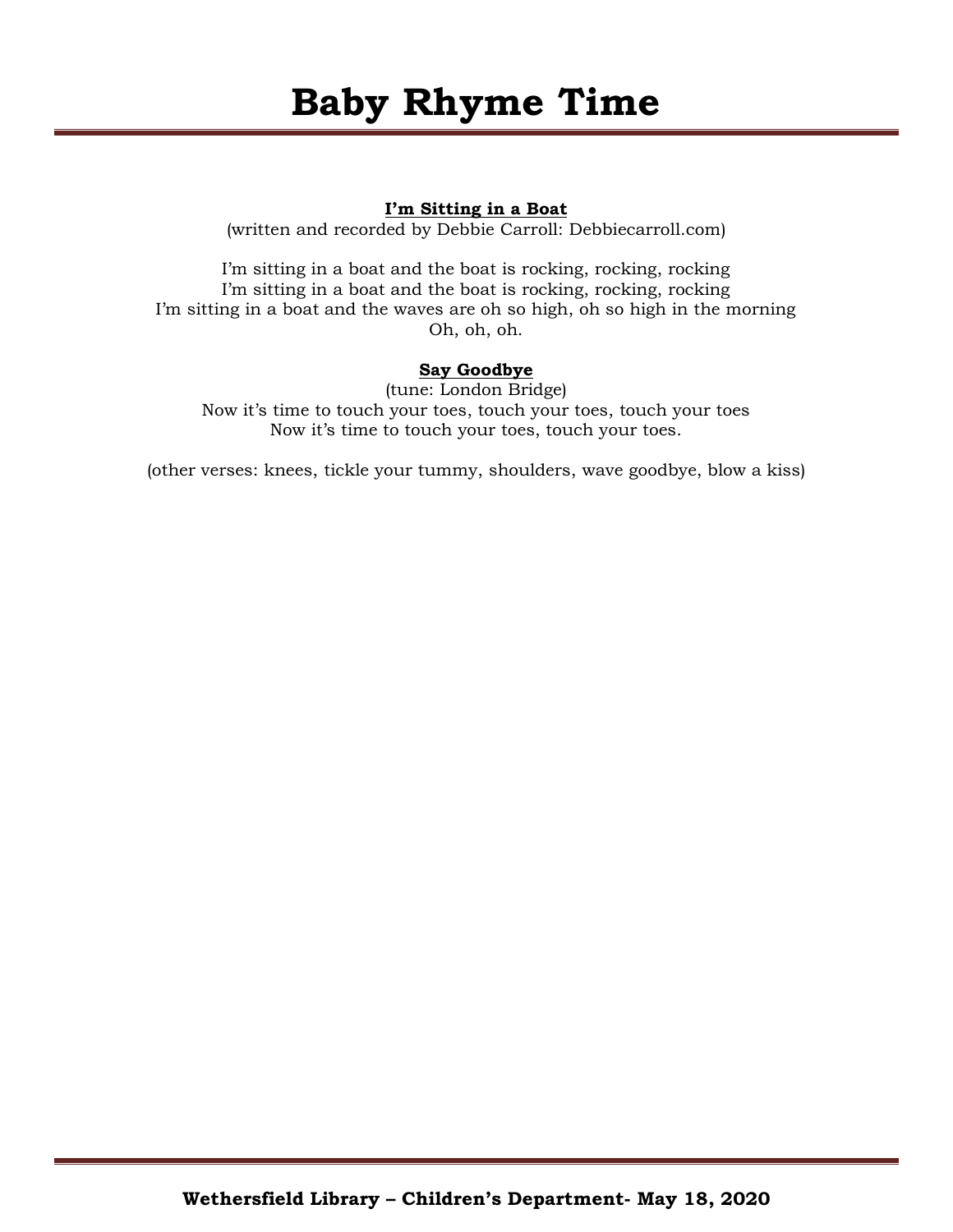# Baby Rhyme Time

**<u>I'm Sitting in a Boat</u>**

(written and recorded by Debbie Carroll: Debbiecarroll.com)

I'm sitting in a boat and the boat is rocking, rocking, rocking
I'm sitting in a boat and the boat is rocking, rocking, rocking
I'm sitting in a boat and the waves are oh so high, oh so high in the morning
Oh, oh, oh.

**<u>Say Goodbye</u>**

(tune: London Bridge)
Now it's time to touch your toes, touch your toes, touch your toes
Now it's time to touch your toes, touch your toes.

(other verses: knees, tickle your tummy, shoulders, wave goodbye, blow a kiss)